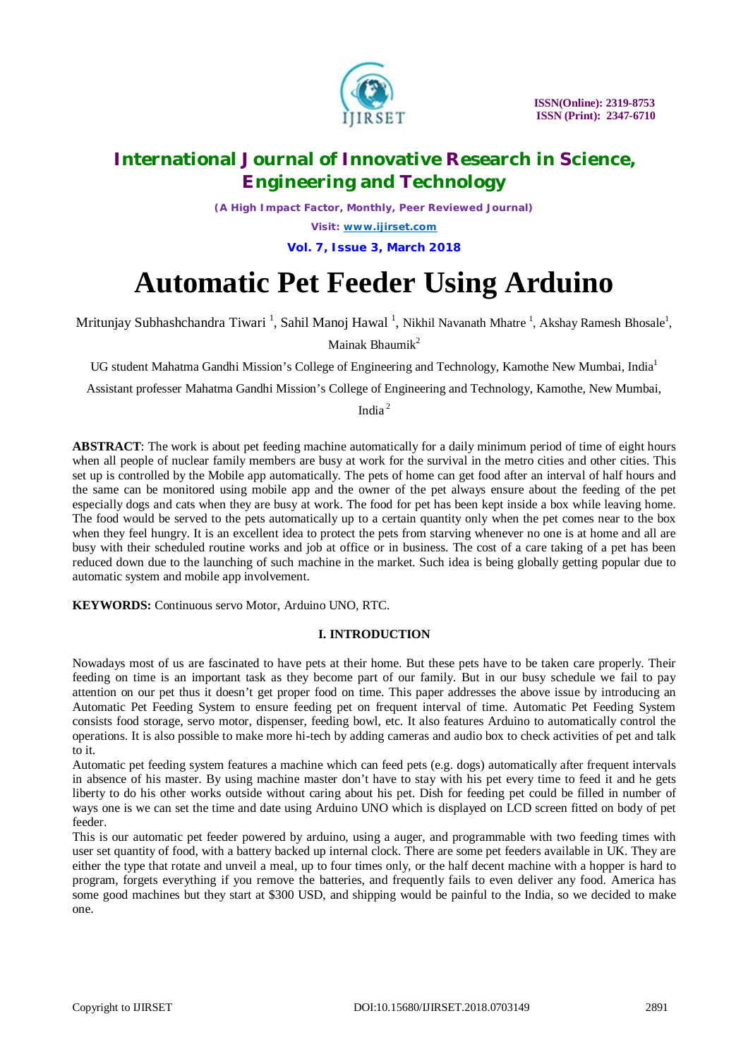# Automatic Pet Feeder Using Arduino

Mritunjay Subhashchandra Tiwari [1], Sahil Manoj Hawal [1], Nikhil Navanath Mhatre [1], Akshay Ramesh Bhosale[1], Mainak Bhaumik[2]

UG student Mahatma Gandhi Mission's College of Engineering and Technology, Kamothe New Mumbai, India[1]

Assistant professer Mahatma Gandhi Mission's College of Engineering and Technology, Kamothe, New Mumbai, India [2]

**ABSTRACT**: The work is about pet feeding machine automatically for a daily minimum period of time of eight hours when all people of nuclear family members are busy at work for the survival in the metro cities and other cities. This set up is controlled by the Mobile app automatically. The pets of home can get food after an interval of half hours and the same can be monitored using mobile app and the owner of the pet always ensure about the feeding of the pet especially dogs and cats when they are busy at work. The food for pet has been kept inside a box while leaving home. The food would be served to the pets automatically up to a certain quantity only when the pet comes near to the box when they feel hungry. It is an excellent idea to protect the pets from starving whenever no one is at home and all are busy with their scheduled routine works and job at office or in business. The cost of a care taking of a pet has been reduced down due to the launching of such machine in the market. Such idea is being globally getting popular due to automatic system and mobile app involvement.

**KEYWORDS:** Continuous servo Motor, Arduino UNO, RTC.

## I. INTRODUCTION

Nowadays most of us are fascinated to have pets at their home. But these pets have to be taken care properly. Their feeding on time is an important task as they become part of our family. But in our busy schedule we fail to pay attention on our pet thus it doesn't get proper food on time. This paper addresses the above issue by introducing an Automatic Pet Feeding System to ensure feeding pet on frequent interval of time. Automatic Pet Feeding System consists food storage, servo motor, dispenser, feeding bowl, etc. It also features Arduino to automatically control the operations. It is also possible to make more hi-tech by adding cameras and audio box to check activities of pet and talk to it.

Automatic pet feeding system features a machine which can feed pets (e.g. dogs) automatically after frequent intervals in absence of his master. By using machine master don't have to stay with his pet every time to feed it and he gets liberty to do his other works outside without caring about his pet. Dish for feeding pet could be filled in number of ways one is we can set the time and date using Arduino UNO which is displayed on LCD screen fitted on body of pet feeder.

This is our automatic pet feeder powered by arduino, using a auger, and programmable with two feeding times with user set quantity of food, with a battery backed up internal clock. There are some pet feeders available in UK. They are either the type that rotate and unveil a meal, up to four times only, or the half decent machine with a hopper is hard to program, forgets everything if you remove the batteries, and frequently fails to even deliver any food. America has some good machines but they start at $300 USD, and shipping would be painful to the India, so we decided to make one.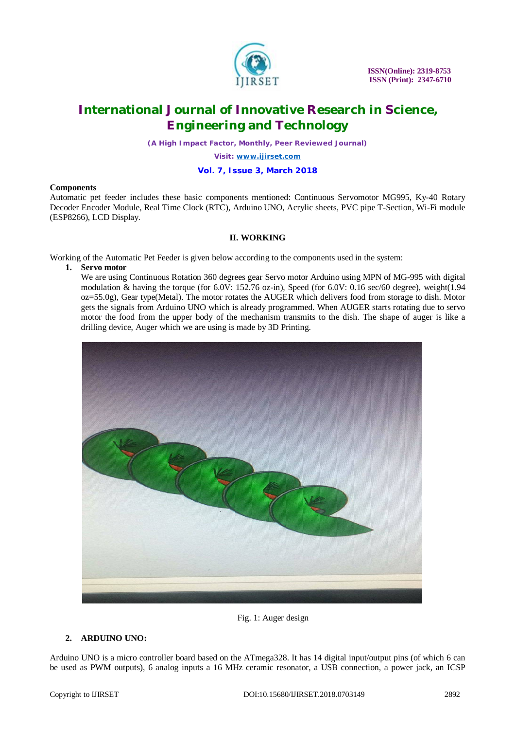**Components**

Automatic pet feeder includes these basic components mentioned: Continuous Servomotor MG995, Ky-40 Rotary Decoder Encoder Module, Real Time Clock (RTC), Arduino UNO, Acrylic sheets, PVC pipe T-Section, Wi-Fi module (ESP8266), LCD Display.

## II. WORKING

Working of the Automatic Pet Feeder is given below according to the components used in the system:

1. **Servo motor**

   We are using Continuous Rotation 360 degrees gear Servo motor Arduino using MPN of MG-995 with digital modulation & having the torque (for 6.0V: 152.76 oz-in), Speed (for 6.0V: 0.16 sec/60 degree), weight(1.94 oz=55.0g), Gear type(Metal). The motor rotates the AUGER which delivers food from storage to dish. Motor gets the signals from Arduino UNO which is already programmed. When AUGER starts rotating due to servo motor the food from the upper body of the mechanism transmits to the dish. The shape of auger is like a drilling device, Auger which we are using is made by 3D Printing.

Fig. 1: Auger design

2. **ARDUINO UNO:**

Arduino UNO is a micro controller board based on the ATmega328. It has 14 digital input/output pins (of which 6 can be used as PWM outputs), 6 analog inputs a 16 MHz ceramic resonator, a USB connection, a power jack, an ICSP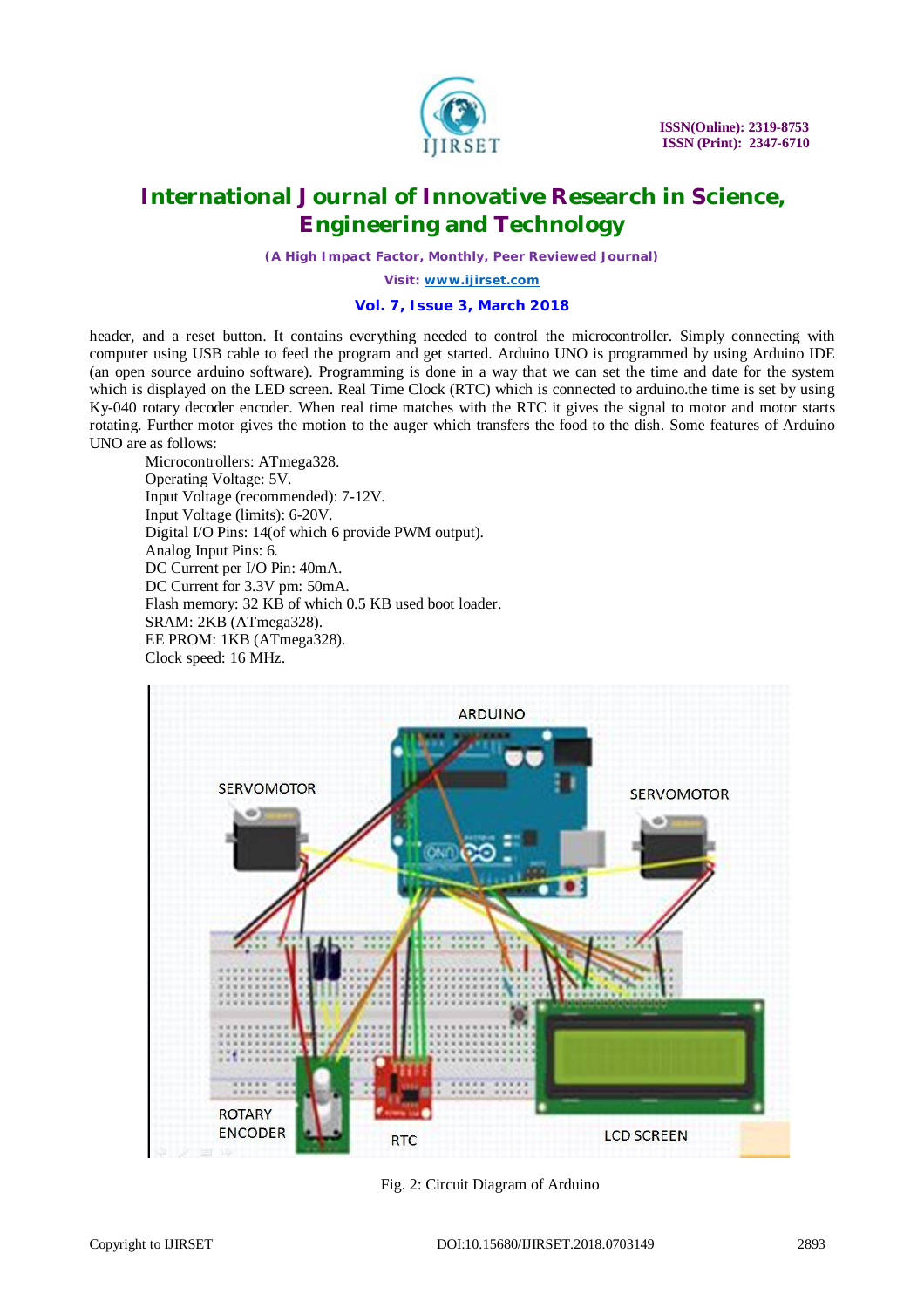header, and a reset button. It contains everything needed to control the microcontroller. Simply connecting with computer using USB cable to feed the program and get started. Arduino UNO is programmed by using Arduino IDE (an open source arduino software). Programming is done in a way that we can set the time and date for the system which is displayed on the LED screen. Real Time Clock (RTC) which is connected to arduino.the time is set by using Ky-040 rotary decoder encoder. When real time matches with the RTC it gives the signal to motor and motor starts rotating. Further motor gives the motion to the auger which transfers the food to the dish. Some features of Arduino UNO are as follows:

Microcontrollers: ATmega328.
Operating Voltage: 5V.
Input Voltage (recommended): 7-12V.
Input Voltage (limits): 6-20V.
Digital I/O Pins: 14(of which 6 provide PWM output).
Analog Input Pins: 6.
DC Current per I/O Pin: 40mA.
DC Current for 3.3V pm: 50mA.
Flash memory: 32 KB of which 0.5 KB used boot loader.
SRAM: 2KB (ATmega328).
EE PROM: 1KB (ATmega328).
Clock speed: 16 MHz.

ARDUINO
SERVOMOTOR
SERVOMOTOR
ROTARY ENCODER
RTC
LCD SCREEN

Fig. 2: Circuit Diagram of Arduino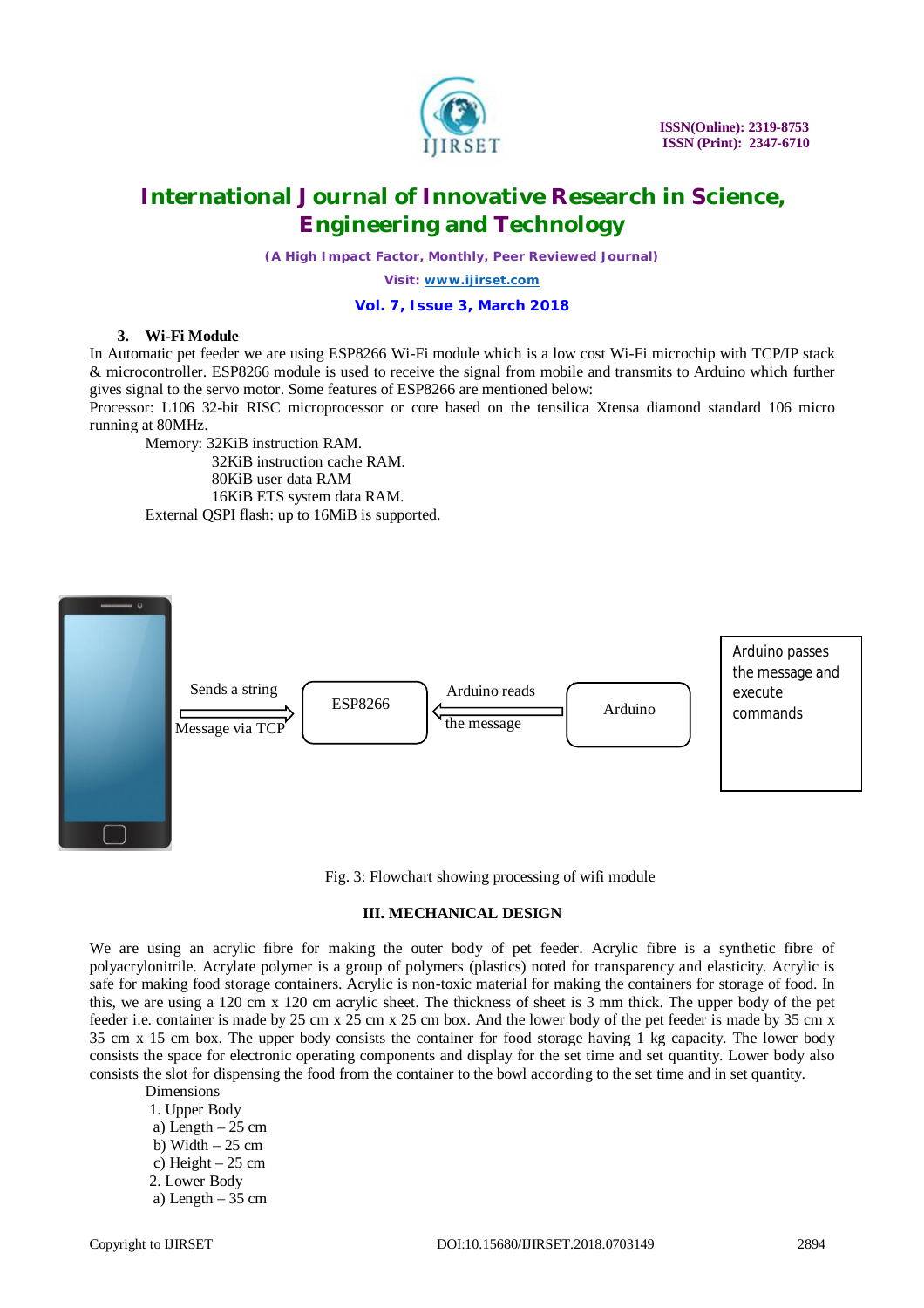### 3. Wi-Fi Module

In Automatic pet feeder we are using ESP8266 Wi-Fi module which is a low cost Wi-Fi microchip with TCP/IP stack & microcontroller. ESP8266 module is used to receive the signal from mobile and transmits to Arduino which further gives signal to the servo motor. Some features of ESP8266 are mentioned below:

Processor: L106 32-bit RISC microprocessor or core based on the tensilica Xtensa diamond standard 106 micro running at 80MHz.

Memory: 32KiB instruction RAM.
32KiB instruction cache RAM.
80KiB user data RAM
16KiB ETS system data RAM.

External QSPI flash: up to 16MiB is supported.

Sends a string
Message via TCP
ESP8266
Arduino reads
the message
Arduino
Arduino passes the message and execute commands

Fig. 3: Flowchart showing processing of wifi module

## III. MECHANICAL DESIGN

We are using an acrylic fibre for making the outer body of pet feeder. Acrylic fibre is a synthetic fibre of polyacrylonitrile. Acrylate polymer is a group of polymers (plastics) noted for transparency and elasticity. Acrylic is safe for making food storage containers. Acrylic is non-toxic material for making the containers for storage of food. In this, we are using a 120 cm x 120 cm acrylic sheet. The thickness of sheet is 3 mm thick. The upper body of the pet feeder i.e. container is made by 25 cm x 25 cm x 25 cm box. And the lower body of the pet feeder is made by 35 cm x 35 cm x 15 cm box. The upper body consists the container for food storage having 1 kg capacity. The lower body consists the space for electronic operating components and display for the set time and set quantity. Lower body also consists the slot for dispensing the food from the container to the bowl according to the set time and in set quantity.

Dimensions

1. Upper Body
   a) Length – 25 cm
   b) Width – 25 cm
   c) Height – 25 cm
2. Lower Body
   a) Length – 35 cm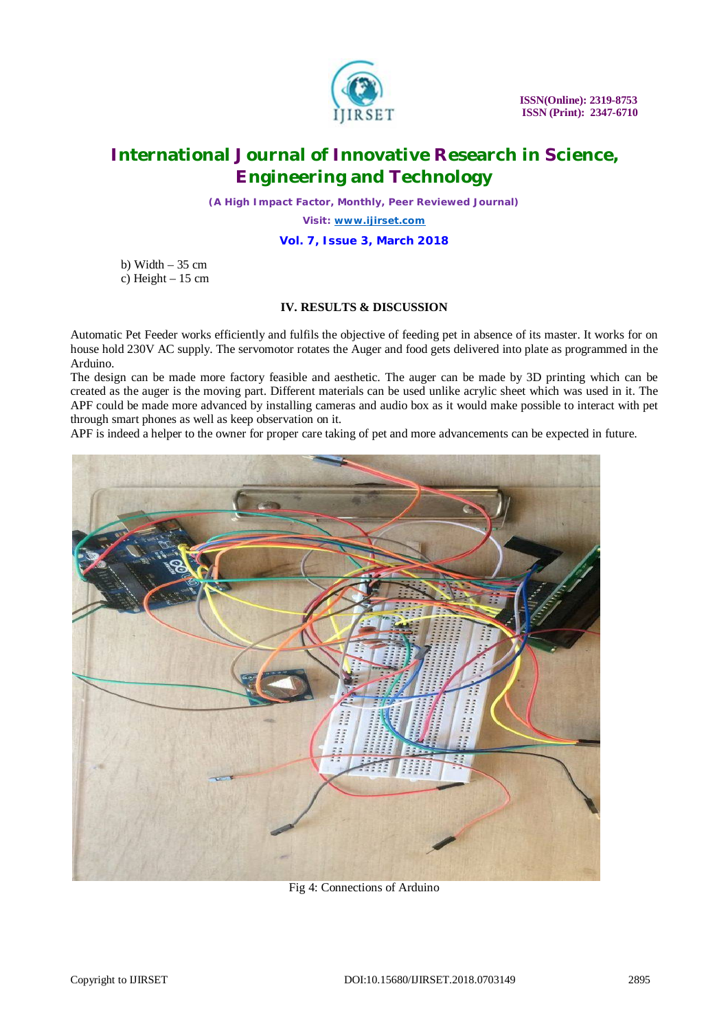b) Width – 35 cm
c) Height – 15 cm

## IV. RESULTS & DISCUSSION

Automatic Pet Feeder works efficiently and fulfils the objective of feeding pet in absence of its master. It works for on house hold 230V AC supply. The servomotor rotates the Auger and food gets delivered into plate as programmed in the Arduino.

The design can be made more factory feasible and aesthetic. The auger can be made by 3D printing which can be created as the auger is the moving part. Different materials can be used unlike acrylic sheet which was used in it. The APF could be made more advanced by installing cameras and audio box as it would make possible to interact with pet through smart phones as well as keep observation on it.

APF is indeed a helper to the owner for proper care taking of pet and more advancements can be expected in future.

Fig 4: Connections of Arduino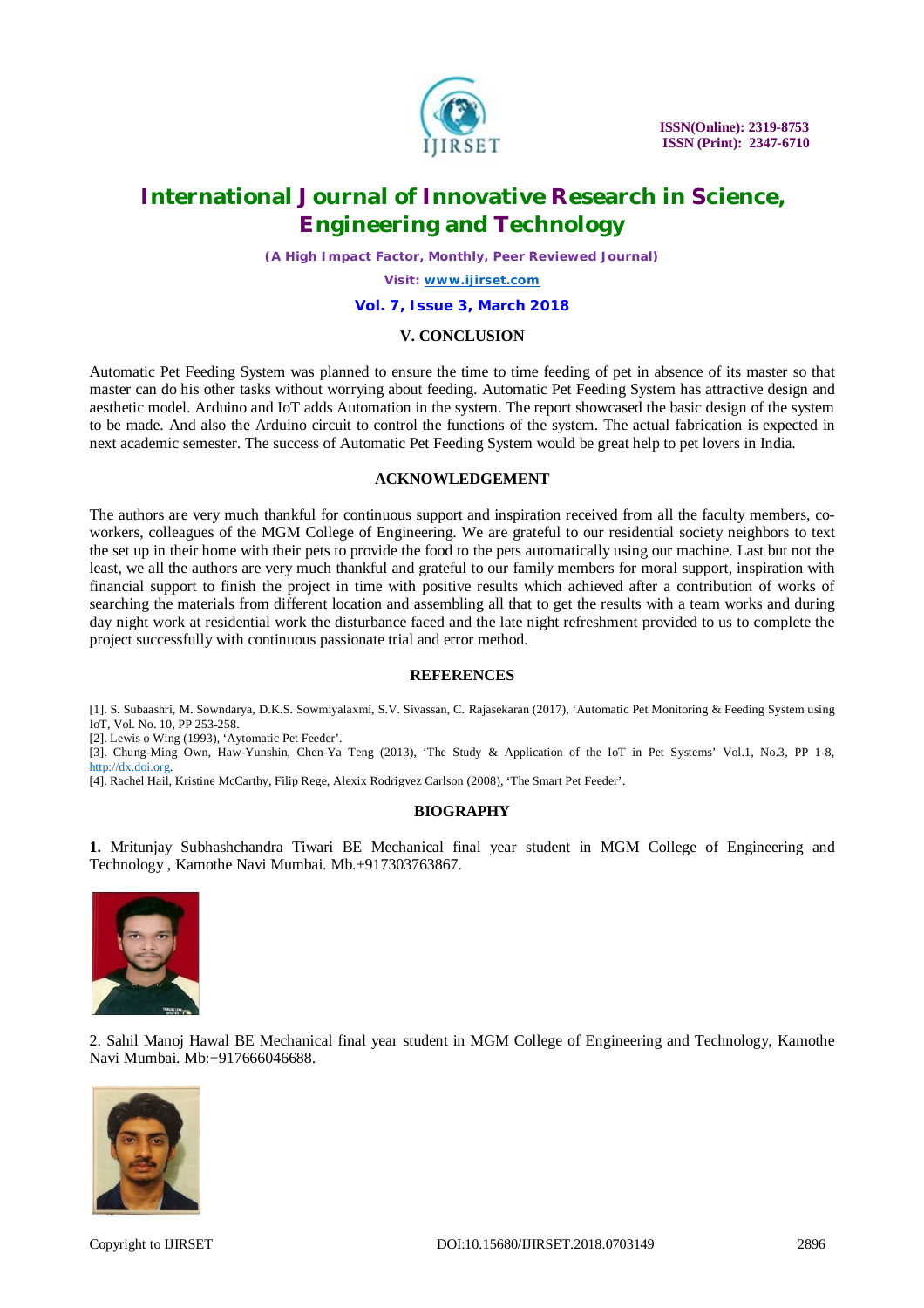## V. CONCLUSION

Automatic Pet Feeding System was planned to ensure the time to time feeding of pet in absence of its master so that master can do his other tasks without worrying about feeding. Automatic Pet Feeding System has attractive design and aesthetic model. Arduino and IoT adds Automation in the system. The report showcased the basic design of the system to be made. And also the Arduino circuit to control the functions of the system. The actual fabrication is expected in next academic semester. The success of Automatic Pet Feeding System would be great help to pet lovers in India.

## ACKNOWLEDGEMENT

The authors are very much thankful for continuous support and inspiration received from all the faculty members, co-workers, colleagues of the MGM College of Engineering. We are grateful to our residential society neighbors to text the set up in their home with their pets to provide the food to the pets automatically using our machine. Last but not the least, we all the authors are very much thankful and grateful to our family members for moral support, inspiration with financial support to finish the project in time with positive results which achieved after a contribution of works of searching the materials from different location and assembling all that to get the results with a team works and during day night work at residential work the disturbance faced and the late night refreshment provided to us to complete the project successfully with continuous passionate trial and error method.

## REFERENCES

[1]. S. Subaashri, M. Sowndarya, D.K.S. Sowmiyalaxmi, S.V. Sivassan, C. Rajasekaran (2017), 'Automatic Pet Monitoring & Feeding System using IoT, Vol. No. 10, PP 253-258.

[2]. Lewis o Wing (1993), 'Aytomatic Pet Feeder'.

[3]. Chung-Ming Own, Haw-Yunshin, Chen-Ya Teng (2013), 'The Study & Application of the IoT in Pet Systems' Vol.1, No.3, PP 1-8, http://dx.doi.org.

[4]. Rachel Hail, Kristine McCarthy, Filip Rege, Alexix Rodrigvez Carlson (2008), 'The Smart Pet Feeder'.

## BIOGRAPHY

**1.** Mritunjay Subhashchandra Tiwari BE Mechanical final year student in MGM College of Engineering and Technology , Kamothe Navi Mumbai. Mb.+917303763867.

2. Sahil Manoj Hawal BE Mechanical final year student in MGM College of Engineering and Technology, Kamothe Navi Mumbai. Mb:+917666046688.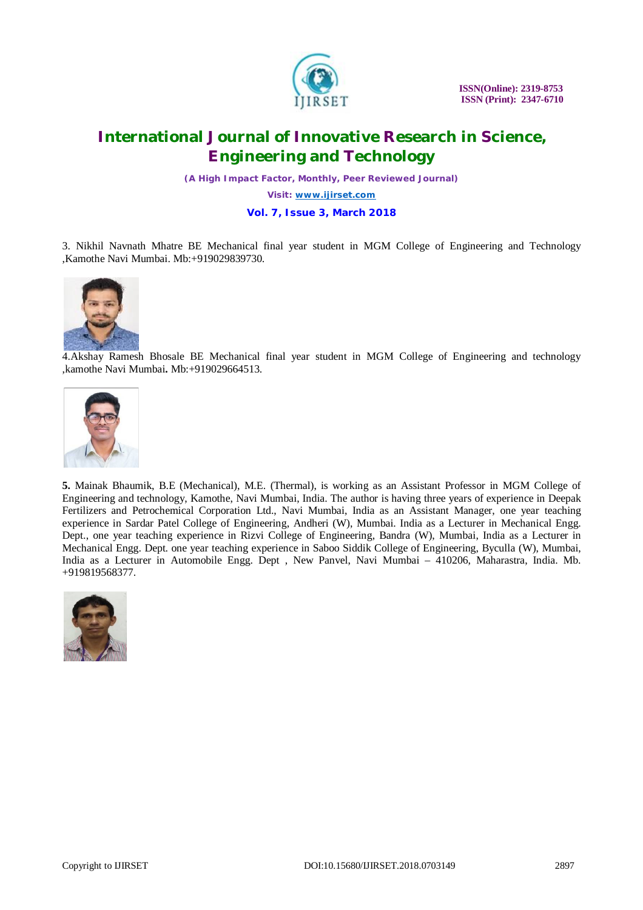3. Nikhil Navnath Mhatre BE Mechanical final year student in MGM College of Engineering and Technology ,Kamothe Navi Mumbai. Mb:+919029839730.

4.Akshay Ramesh Bhosale BE Mechanical final year student in MGM College of Engineering and technology ,kamothe Navi Mumbai**.** Mb:+919029664513.

**5.** Mainak Bhaumik, B.E (Mechanical), M.E. (Thermal), is working as an Assistant Professor in MGM College of Engineering and technology, Kamothe, Navi Mumbai, India. The author is having three years of experience in Deepak Fertilizers and Petrochemical Corporation Ltd., Navi Mumbai, India as an Assistant Manager, one year teaching experience in Sardar Patel College of Engineering, Andheri (W), Mumbai. India as a Lecturer in Mechanical Engg. Dept., one year teaching experience in Rizvi College of Engineering, Bandra (W), Mumbai, India as a Lecturer in Mechanical Engg. Dept. one year teaching experience in Saboo Siddik College of Engineering, Byculla (W), Mumbai, India as a Lecturer in Automobile Engg. Dept , New Panvel, Navi Mumbai – 410206, Maharastra, India. Mb. +919819568377.